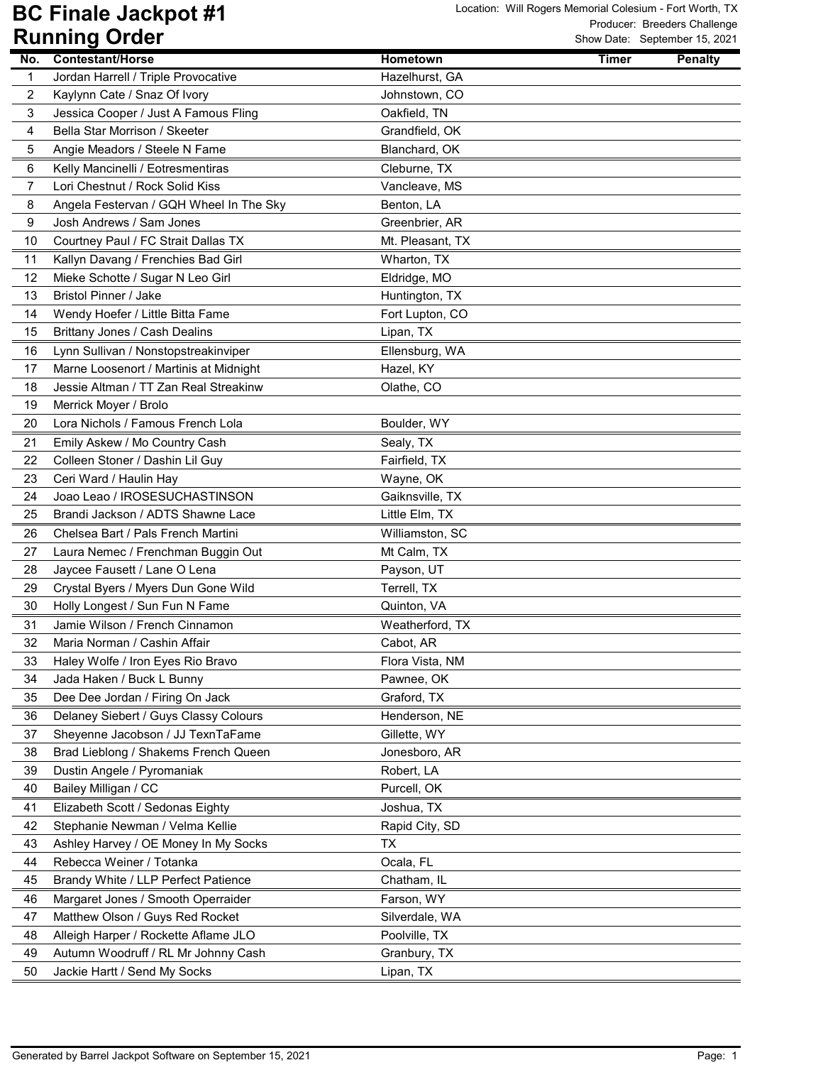# BC Finale Jackpot #1
## Running Order

Location: Will Rogers Memorial Colesium - Fort Worth, TX
Producer: Breeders Challenge
Show Date: September 15, 2021

| No. | Contestant/Horse | Hometown | Timer | Penalty |
|---|---|---|---|---|
| 1 | Jordan Harrell / Triple Provocative | Hazelhurst, GA | | |
| 2 | Kaylynn Cate / Snaz Of Ivory | Johnstown, CO | | |
| 3 | Jessica Cooper / Just A Famous Fling | Oakfield, TN | | |
| 4 | Bella Star Morrison / Skeeter | Grandfield, OK | | |
| 5 | Angie Meadors / Steele N Fame | Blanchard, OK | | |
| 6 | Kelly Mancinelli / Eotresmentiras | Cleburne, TX | | |
| 7 | Lori Chestnut / Rock Solid Kiss | Vancleave, MS | | |
| 8 | Angela Festervan / GQH Wheel In The Sky | Benton, LA | | |
| 9 | Josh Andrews / Sam Jones | Greenbrier, AR | | |
| 10 | Courtney Paul / FC Strait Dallas TX | Mt. Pleasant, TX | | |
| 11 | Kallyn Davang / Frenchies Bad Girl | Wharton, TX | | |
| 12 | Mieke Schotte / Sugar N Leo Girl | Eldridge, MO | | |
| 13 | Bristol Pinner / Jake | Huntington, TX | | |
| 14 | Wendy Hoefer / Little Bitta Fame | Fort Lupton, CO | | |
| 15 | Brittany Jones / Cash Dealins | Lipan, TX | | |
| 16 | Lynn Sullivan / Nonstopstreakinviper | Ellensburg, WA | | |
| 17 | Marne Loosenort / Martinis at Midnight | Hazel, KY | | |
| 18 | Jessie Altman / TT Zan Real Streakinw | Olathe, CO | | |
| 19 | Merrick Moyer / Brolo | | | |
| 20 | Lora Nichols / Famous French Lola | Boulder, WY | | |
| 21 | Emily Askew / Mo Country Cash | Sealy, TX | | |
| 22 | Colleen Stoner / Dashin Lil Guy | Fairfield, TX | | |
| 23 | Ceri Ward / Haulin Hay | Wayne, OK | | |
| 24 | Joao Leao / IROSESUCHASTINSON | Gaiknsville, TX | | |
| 25 | Brandi Jackson / ADTS Shawne Lace | Little Elm, TX | | |
| 26 | Chelsea Bart / Pals French Martini | Williamston, SC | | |
| 27 | Laura Nemec / Frenchman Buggin Out | Mt Calm, TX | | |
| 28 | Jaycee Fausett / Lane O Lena | Payson, UT | | |
| 29 | Crystal Byers / Myers Dun Gone Wild | Terrell, TX | | |
| 30 | Holly Longest / Sun Fun N Fame | Quinton, VA | | |
| 31 | Jamie Wilson / French Cinnamon | Weatherford, TX | | |
| 32 | Maria Norman / Cashin Affair | Cabot, AR | | |
| 33 | Haley Wolfe / Iron Eyes Rio Bravo | Flora Vista, NM | | |
| 34 | Jada Haken / Buck L Bunny | Pawnee, OK | | |
| 35 | Dee Dee Jordan / Firing On Jack | Graford, TX | | |
| 36 | Delaney Siebert / Guys Classy Colours | Henderson, NE | | |
| 37 | Sheyenne Jacobson / JJ TexnTaFame | Gillette, WY | | |
| 38 | Brad Lieblong / Shakems French Queen | Jonesboro, AR | | |
| 39 | Dustin Angele / Pyromaniak | Robert, LA | | |
| 40 | Bailey Milligan / CC | Purcell, OK | | |
| 41 | Elizabeth Scott / Sedonas Eighty | Joshua, TX | | |
| 42 | Stephanie Newman / Velma Kellie | Rapid City, SD | | |
| 43 | Ashley Harvey / OE Money In My Socks | TX | | |
| 44 | Rebecca Weiner / Totanka | Ocala, FL | | |
| 45 | Brandy White / LLP Perfect Patience | Chatham, IL | | |
| 46 | Margaret Jones / Smooth Operraider | Farson, WY | | |
| 47 | Matthew Olson / Guys Red Rocket | Silverdale, WA | | |
| 48 | Alleigh Harper / Rockette Aflame JLO | Poolville, TX | | |
| 49 | Autumn Woodruff / RL Mr Johnny Cash | Granbury, TX | | |
| 50 | Jackie Hartt / Send My Socks | Lipan, TX | | |

Generated by Barrel Jackpot Software on September 15, 2021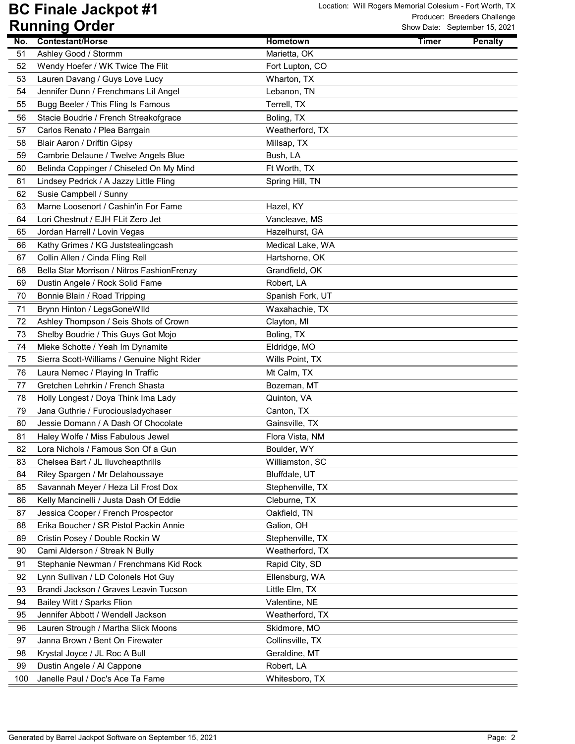# BC Finale Jackpot #1
## Running Order

Location: Will Rogers Memorial Colesium - Fort Worth, TX
Producer: Breeders Challenge
Show Date: September 15, 2021

| No. | Contestant/Horse | Hometown | Timer | Penalty |
|---|---|---|---|---|
| 51 | Ashley Good / Stormm | Marietta, OK | | |
| 52 | Wendy Hoefer / WK Twice The Flit | Fort Lupton, CO | | |
| 53 | Lauren Davang / Guys Love Lucy | Wharton, TX | | |
| 54 | Jennifer Dunn / Frenchmans Lil Angel | Lebanon, TN | | |
| 55 | Bugg Beeler / This Fling Is Famous | Terrell, TX | | |
| 56 | Stacie Boudrie / French Streakofgrace | Boling, TX | | |
| 57 | Carlos Renato / Plea Barrgain | Weatherford, TX | | |
| 58 | Blair Aaron / Driftin Gipsy | Millsap, TX | | |
| 59 | Cambrie Delaune / Twelve Angels Blue | Bush, LA | | |
| 60 | Belinda Coppinger / Chiseled On My Mind | Ft Worth, TX | | |
| 61 | Lindsey Pedrick / A Jazzy Little Fling | Spring Hill, TN | | |
| 62 | Susie Campbell / Sunny | | | |
| 63 | Marne Loosenort / Cashin'in For Fame | Hazel, KY | | |
| 64 | Lori Chestnut / EJH FLit Zero Jet | Vancleave, MS | | |
| 65 | Jordan Harrell / Lovin Vegas | Hazelhurst, GA | | |
| 66 | Kathy Grimes / KG Juststealingcash | Medical Lake, WA | | |
| 67 | Collin Allen / Cinda Fling Rell | Hartshorne, OK | | |
| 68 | Bella Star Morrison / Nitros FashionFrenzy | Grandfield, OK | | |
| 69 | Dustin Angele / Rock Solid Fame | Robert, LA | | |
| 70 | Bonnie Blain / Road Tripping | Spanish Fork, UT | | |
| 71 | Brynn Hinton / LegsGoneWIld | Waxahachie, TX | | |
| 72 | Ashley Thompson / Seis Shots of Crown | Clayton, MI | | |
| 73 | Shelby Boudrie / This Guys Got Mojo | Boling, TX | | |
| 74 | Mieke Schotte / Yeah Im Dynamite | Eldridge, MO | | |
| 75 | Sierra Scott-Williams / Genuine Night Rider | Wills Point, TX | | |
| 76 | Laura Nemec / Playing In Traffic | Mt Calm, TX | | |
| 77 | Gretchen Lehrkin / French Shasta | Bozeman, MT | | |
| 78 | Holly Longest / Doya Think Ima Lady | Quinton, VA | | |
| 79 | Jana Guthrie / Furociousladychaser | Canton, TX | | |
| 80 | Jessie Domann / A Dash Of Chocolate | Gainsville, TX | | |
| 81 | Haley Wolfe / Miss Fabulous Jewel | Flora Vista, NM | | |
| 82 | Lora Nichols / Famous Son Of a Gun | Boulder, WY | | |
| 83 | Chelsea Bart / JL Iluvcheapthrills | Williamston, SC | | |
| 84 | Riley Spargen / Mr Delahoussaye | Bluffdale, UT | | |
| 85 | Savannah Meyer / Heza Lil Frost Dox | Stephenville, TX | | |
| 86 | Kelly Mancinelli / Justa Dash Of Eddie | Cleburne, TX | | |
| 87 | Jessica Cooper / French Prospector | Oakfield, TN | | |
| 88 | Erika Boucher / SR Pistol Packin Annie | Galion, OH | | |
| 89 | Cristin Posey / Double Rockin W | Stephenville, TX | | |
| 90 | Cami Alderson / Streak N Bully | Weatherford, TX | | |
| 91 | Stephanie Newman / Frenchmans Kid Rock | Rapid City, SD | | |
| 92 | Lynn Sullivan / LD Colonels Hot Guy | Ellensburg, WA | | |
| 93 | Brandi Jackson / Graves Leavin Tucson | Little Elm, TX | | |
| 94 | Bailey Witt / Sparks Flion | Valentine, NE | | |
| 95 | Jennifer Abbott / Wendell Jackson | Weatherford, TX | | |
| 96 | Lauren Strough / Martha Slick Moons | Skidmore, MO | | |
| 97 | Janna Brown / Bent On Firewater | Collinsville, TX | | |
| 98 | Krystal Joyce / JL Roc A Bull | Geraldine, MT | | |
| 99 | Dustin Angele / Al Cappone | Robert, LA | | |
| 100 | Janelle Paul / Doc's Ace Ta Fame | Whitesboro, TX | | |

Generated by Barrel Jackpot Software on September 15, 2021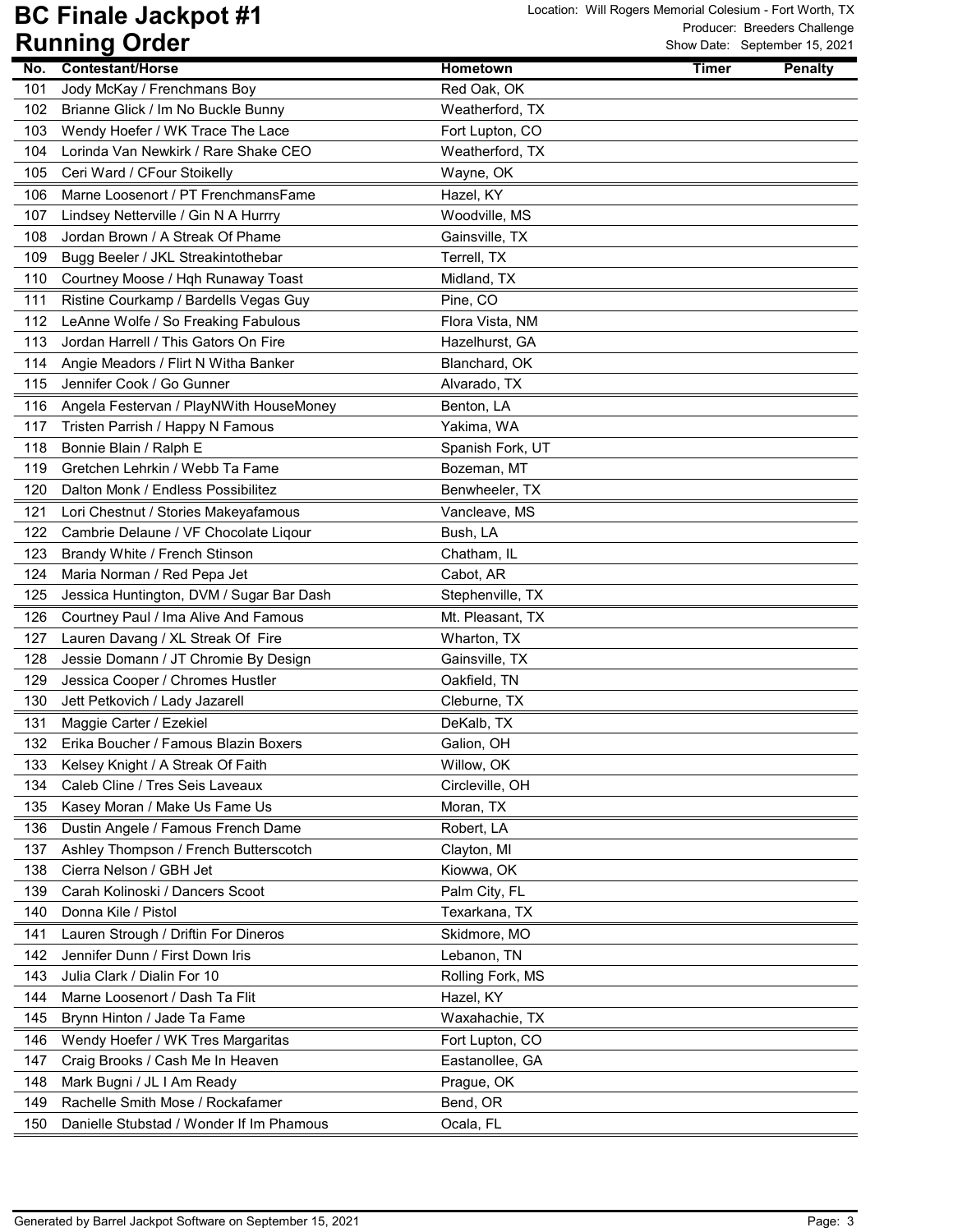# BC Finale Jackpot #1

## Running Order

Location: Will Rogers Memorial Colesium - Fort Worth, TX
Producer: Breeders Challenge
Show Date: September 15, 2021

| No. | Contestant/Horse | Hometown | Timer | Penalty |
|---|---|---|---|---|
| 101 | Jody McKay / Frenchmans Boy | Red Oak, OK | | |
| 102 | Brianne Glick / Im No Buckle Bunny | Weatherford, TX | | |
| 103 | Wendy Hoefer / WK Trace The Lace | Fort Lupton, CO | | |
| 104 | Lorinda Van Newkirk / Rare Shake CEO | Weatherford, TX | | |
| 105 | Ceri Ward / CFour Stoikelly | Wayne, OK | | |
| 106 | Marne Loosenort / PT FrenchmansFame | Hazel, KY | | |
| 107 | Lindsey Netterville / Gin N A Hurrry | Woodville, MS | | |
| 108 | Jordan Brown / A Streak Of Phame | Gainsville, TX | | |
| 109 | Bugg Beeler / JKL Streakintothebar | Terrell, TX | | |
| 110 | Courtney Moose / Hqh Runaway Toast | Midland, TX | | |
| 111 | Ristine Courkamp / Bardells Vegas Guy | Pine, CO | | |
| 112 | LeAnne Wolfe / So Freaking Fabulous | Flora Vista, NM | | |
| 113 | Jordan Harrell / This Gators On Fire | Hazelhurst, GA | | |
| 114 | Angie Meadors / Flirt N Witha Banker | Blanchard, OK | | |
| 115 | Jennifer Cook / Go Gunner | Alvarado, TX | | |
| 116 | Angela Festervan / PlayNWith HouseMoney | Benton, LA | | |
| 117 | Tristen Parrish / Happy N Famous | Yakima, WA | | |
| 118 | Bonnie Blain / Ralph E | Spanish Fork, UT | | |
| 119 | Gretchen Lehrkin / Webb Ta Fame | Bozeman, MT | | |
| 120 | Dalton Monk / Endless Possibilitez | Benwheeler, TX | | |
| 121 | Lori Chestnut / Stories Makeyafamous | Vancleave, MS | | |
| 122 | Cambrie Delaune / VF Chocolate Liqour | Bush, LA | | |
| 123 | Brandy White / French Stinson | Chatham, IL | | |
| 124 | Maria Norman / Red Pepa Jet | Cabot, AR | | |
| 125 | Jessica Huntington, DVM / Sugar Bar Dash | Stephenville, TX | | |
| 126 | Courtney Paul / Ima Alive And Famous | Mt. Pleasant, TX | | |
| 127 | Lauren Davang / XL Streak Of Fire | Wharton, TX | | |
| 128 | Jessie Domann / JT Chromie By Design | Gainsville, TX | | |
| 129 | Jessica Cooper / Chromes Hustler | Oakfield, TN | | |
| 130 | Jett Petkovich / Lady Jazarell | Cleburne, TX | | |
| 131 | Maggie Carter / Ezekiel | DeKalb, TX | | |
| 132 | Erika Boucher / Famous Blazin Boxers | Galion, OH | | |
| 133 | Kelsey Knight / A Streak Of Faith | Willow, OK | | |
| 134 | Caleb Cline / Tres Seis Laveaux | Circleville, OH | | |
| 135 | Kasey Moran / Make Us Fame Us | Moran, TX | | |
| 136 | Dustin Angele / Famous French Dame | Robert, LA | | |
| 137 | Ashley Thompson / French Butterscotch | Clayton, MI | | |
| 138 | Cierra Nelson / GBH Jet | Kiowwa, OK | | |
| 139 | Carah Kolinoski / Dancers Scoot | Palm City, FL | | |
| 140 | Donna Kile / Pistol | Texarkana, TX | | |
| 141 | Lauren Strough / Driftin For Dineros | Skidmore, MO | | |
| 142 | Jennifer Dunn / First Down Iris | Lebanon, TN | | |
| 143 | Julia Clark / Dialin For 10 | Rolling Fork, MS | | |
| 144 | Marne Loosenort / Dash Ta Flit | Hazel, KY | | |
| 145 | Brynn Hinton / Jade Ta Fame | Waxahachie, TX | | |
| 146 | Wendy Hoefer / WK Tres Margaritas | Fort Lupton, CO | | |
| 147 | Craig Brooks / Cash Me In Heaven | Eastanollee, GA | | |
| 148 | Mark Bugni / JL I Am Ready | Prague, OK | | |
| 149 | Rachelle Smith Mose / Rockafamer | Bend, OR | | |
| 150 | Danielle Stubstad / Wonder If Im Phamous | Ocala, FL | | |

Generated by Barrel Jackpot Software on September 15, 2021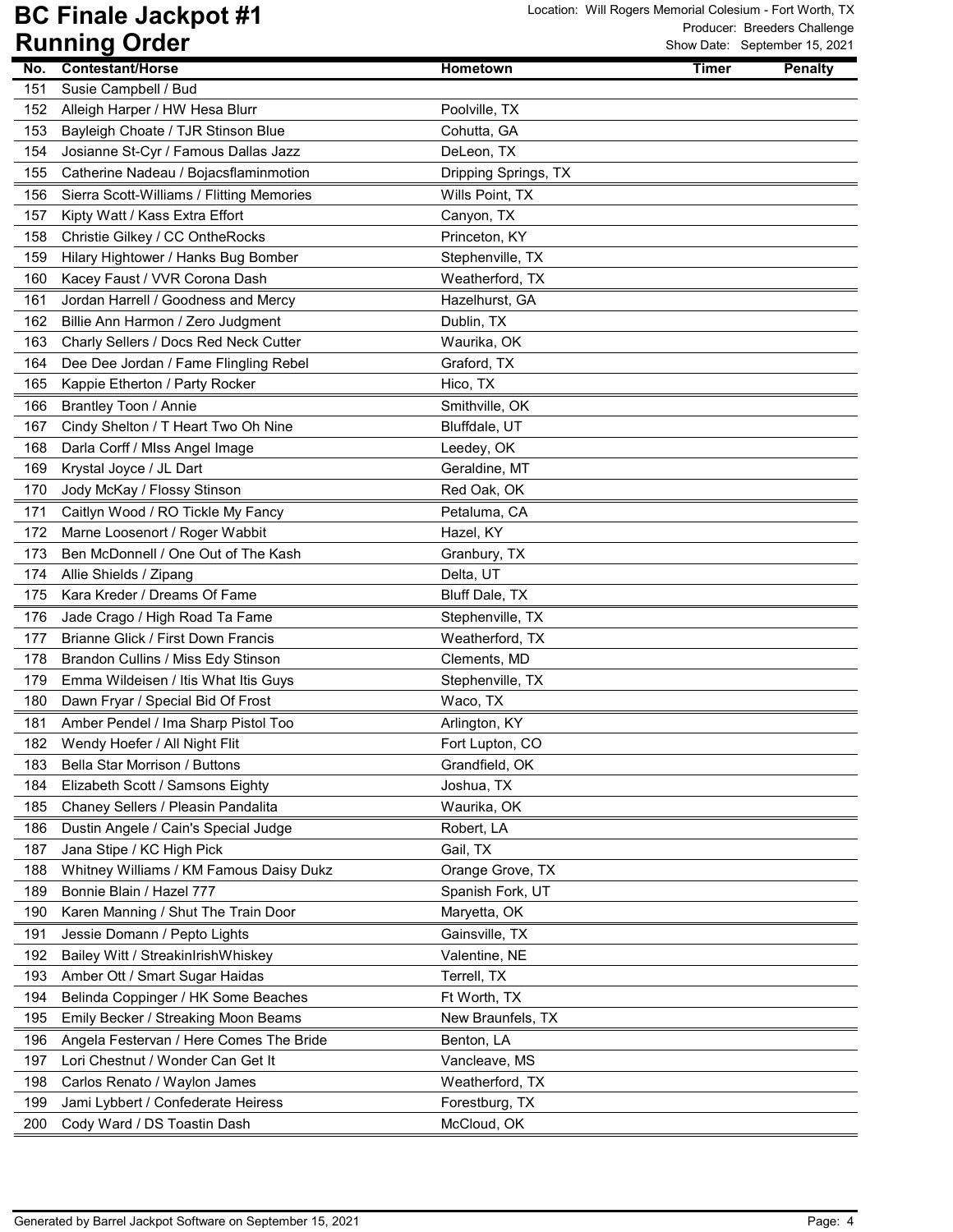# BC Finale Jackpot #1
## Running Order

Location: Will Rogers Memorial Colesium - Fort Worth, TX
Producer: Breeders Challenge
Show Date: September 15, 2021

| No. | Contestant/Horse | Hometown | Timer | Penalty |
|---|---|---|---|---|
| 151 | Susie Campbell / Bud | | | |
| 152 | Alleigh Harper / HW Hesa Blurr | Poolville, TX | | |
| 153 | Bayleigh Choate / TJR Stinson Blue | Cohutta, GA | | |
| 154 | Josianne St-Cyr / Famous Dallas Jazz | DeLeon, TX | | |
| 155 | Catherine Nadeau / Bojacsflaminmotion | Dripping Springs, TX | | |
| 156 | Sierra Scott-Williams / Flitting Memories | Wills Point, TX | | |
| 157 | Kipty Watt / Kass Extra Effort | Canyon, TX | | |
| 158 | Christie Gilkey / CC OntheRocks | Princeton, KY | | |
| 159 | Hilary Hightower / Hanks Bug Bomber | Stephenville, TX | | |
| 160 | Kacey Faust / VVR Corona Dash | Weatherford, TX | | |
| 161 | Jordan Harrell / Goodness and Mercy | Hazelhurst, GA | | |
| 162 | Billie Ann Harmon / Zero Judgment | Dublin, TX | | |
| 163 | Charly Sellers / Docs Red Neck Cutter | Waurika, OK | | |
| 164 | Dee Dee Jordan / Fame Flingling Rebel | Graford, TX | | |
| 165 | Kappie Etherton / Party Rocker | Hico, TX | | |
| 166 | Brantley Toon / Annie | Smithville, OK | | |
| 167 | Cindy Shelton / T Heart Two Oh Nine | Bluffdale, UT | | |
| 168 | Darla Corff / MIss Angel Image | Leedey, OK | | |
| 169 | Krystal Joyce / JL Dart | Geraldine, MT | | |
| 170 | Jody McKay / Flossy Stinson | Red Oak, OK | | |
| 171 | Caitlyn Wood / RO Tickle My Fancy | Petaluma, CA | | |
| 172 | Marne Loosenort / Roger Wabbit | Hazel, KY | | |
| 173 | Ben McDonnell / One Out of The Kash | Granbury, TX | | |
| 174 | Allie Shields / Zipang | Delta, UT | | |
| 175 | Kara Kreder / Dreams Of Fame | Bluff Dale, TX | | |
| 176 | Jade Crago / High Road Ta Fame | Stephenville, TX | | |
| 177 | Brianne Glick / First Down Francis | Weatherford, TX | | |
| 178 | Brandon Cullins / Miss Edy Stinson | Clements, MD | | |
| 179 | Emma Wildeisen / Itis What Itis Guys | Stephenville, TX | | |
| 180 | Dawn Fryar / Special Bid Of Frost | Waco, TX | | |
| 181 | Amber Pendel / Ima Sharp Pistol Too | Arlington, KY | | |
| 182 | Wendy Hoefer / All Night Flit | Fort Lupton, CO | | |
| 183 | Bella Star Morrison / Buttons | Grandfield, OK | | |
| 184 | Elizabeth Scott / Samsons Eighty | Joshua, TX | | |
| 185 | Chaney Sellers / Pleasin Pandalita | Waurika, OK | | |
| 186 | Dustin Angele / Cain's Special Judge | Robert, LA | | |
| 187 | Jana Stipe / KC High Pick | Gail, TX | | |
| 188 | Whitney Williams / KM Famous Daisy Dukz | Orange Grove, TX | | |
| 189 | Bonnie Blain / Hazel 777 | Spanish Fork, UT | | |
| 190 | Karen Manning / Shut The Train Door | Maryetta, OK | | |
| 191 | Jessie Domann / Pepto Lights | Gainsville, TX | | |
| 192 | Bailey Witt / StreakinIrishWhiskey | Valentine, NE | | |
| 193 | Amber Ott / Smart Sugar Haidas | Terrell, TX | | |
| 194 | Belinda Coppinger / HK Some Beaches | Ft Worth, TX | | |
| 195 | Emily Becker / Streaking Moon Beams | New Braunfels, TX | | |
| 196 | Angela Festervan / Here Comes The Bride | Benton, LA | | |
| 197 | Lori Chestnut / Wonder Can Get It | Vancleave, MS | | |
| 198 | Carlos Renato / Waylon James | Weatherford, TX | | |
| 199 | Jami Lybbert / Confederate Heiress | Forestburg, TX | | |
| 200 | Cody Ward / DS Toastin Dash | McCloud, OK | | |

Generated by Barrel Jackpot Software on September 15, 2021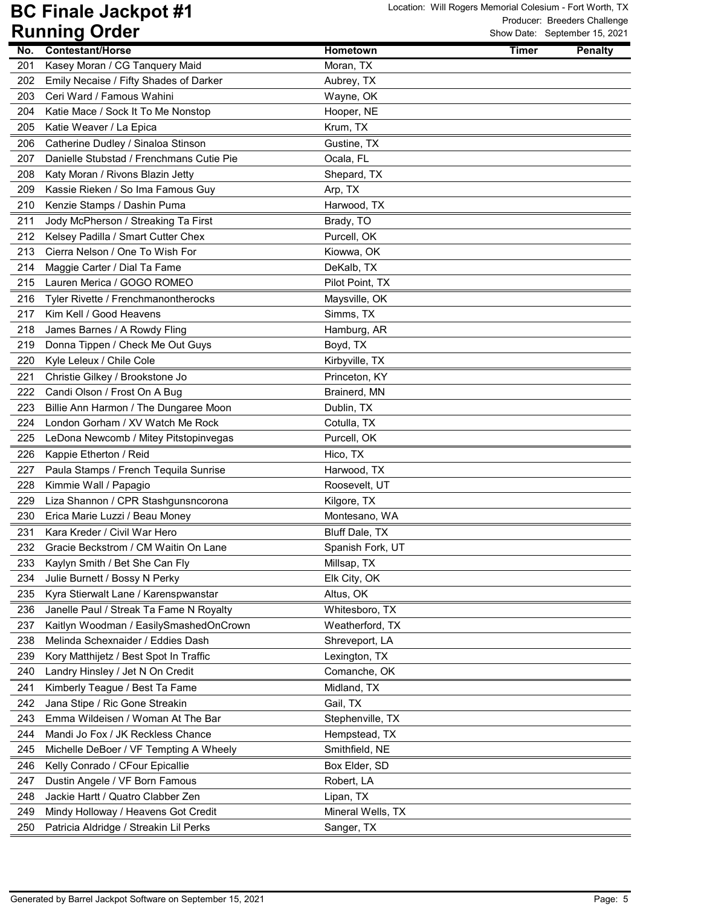# BC Finale Jackpot #1

## Running Order

Location: Will Rogers Memorial Colesium - Fort Worth, TX
Producer: Breeders Challenge
Show Date: September 15, 2021

| No. | Contestant/Horse | Hometown | Timer | Penalty |
|---|---|---|---|---|
| 201 | Kasey Moran / CG Tanquery Maid | Moran, TX | | |
| 202 | Emily Necaise / Fifty Shades of Darker | Aubrey, TX | | |
| 203 | Ceri Ward / Famous Wahini | Wayne, OK | | |
| 204 | Katie Mace / Sock It To Me Nonstop | Hooper, NE | | |
| 205 | Katie Weaver / La Epica | Krum, TX | | |
| 206 | Catherine Dudley / Sinaloa Stinson | Gustine, TX | | |
| 207 | Danielle Stubstad / Frenchmans Cutie Pie | Ocala, FL | | |
| 208 | Katy Moran / Rivons Blazin Jetty | Shepard, TX | | |
| 209 | Kassie Rieken / So Ima Famous Guy | Arp, TX | | |
| 210 | Kenzie Stamps / Dashin Puma | Harwood, TX | | |
| 211 | Jody McPherson / Streaking Ta First | Brady, TO | | |
| 212 | Kelsey Padilla / Smart Cutter Chex | Purcell, OK | | |
| 213 | Cierra Nelson / One To Wish For | Kiowwa, OK | | |
| 214 | Maggie Carter / Dial Ta Fame | DeKalb, TX | | |
| 215 | Lauren Merica / GOGO ROMEO | Pilot Point, TX | | |
| 216 | Tyler Rivette / Frenchmanontherocks | Maysville, OK | | |
| 217 | Kim Kell / Good Heavens | Simms, TX | | |
| 218 | James Barnes / A Rowdy Fling | Hamburg, AR | | |
| 219 | Donna Tippen / Check Me Out Guys | Boyd, TX | | |
| 220 | Kyle Leleux / Chile Cole | Kirbyville, TX | | |
| 221 | Christie Gilkey / Brookstone Jo | Princeton, KY | | |
| 222 | Candi Olson / Frost On A Bug | Brainerd, MN | | |
| 223 | Billie Ann Harmon / The Dungaree Moon | Dublin, TX | | |
| 224 | London Gorham / XV Watch Me Rock | Cotulla, TX | | |
| 225 | LeDona Newcomb / Mitey Pitstopinvegas | Purcell, OK | | |
| 226 | Kappie Etherton / Reid | Hico, TX | | |
| 227 | Paula Stamps / French Tequila Sunrise | Harwood, TX | | |
| 228 | Kimmie Wall / Papagio | Roosevelt, UT | | |
| 229 | Liza Shannon / CPR Stashgunsncorona | Kilgore, TX | | |
| 230 | Erica Marie Luzzi / Beau Money | Montesano, WA | | |
| 231 | Kara Kreder / Civil War Hero | Bluff Dale, TX | | |
| 232 | Gracie Beckstrom / CM Waitin On Lane | Spanish Fork, UT | | |
| 233 | Kaylyn Smith / Bet She Can Fly | Millsap, TX | | |
| 234 | Julie Burnett / Bossy N Perky | Elk City, OK | | |
| 235 | Kyra Stierwalt Lane / Karenspwanstar | Altus, OK | | |
| 236 | Janelle Paul / Streak Ta Fame N Royalty | Whitesboro, TX | | |
| 237 | Kaitlyn Woodman / EasilySmashedOnCrown | Weatherford, TX | | |
| 238 | Melinda Schexnaider / Eddies Dash | Shreveport, LA | | |
| 239 | Kory Matthijetz / Best Spot In Traffic | Lexington, TX | | |
| 240 | Landry Hinsley / Jet N On Credit | Comanche, OK | | |
| 241 | Kimberly Teague / Best Ta Fame | Midland, TX | | |
| 242 | Jana Stipe / Ric Gone Streakin | Gail, TX | | |
| 243 | Emma Wildeisen / Woman At The Bar | Stephenville, TX | | |
| 244 | Mandi Jo Fox / JK Reckless Chance | Hempstead, TX | | |
| 245 | Michelle DeBoer / VF Tempting A Wheely | Smithfield, NE | | |
| 246 | Kelly Conrado / CFour Epicallie | Box Elder, SD | | |
| 247 | Dustin Angele / VF Born Famous | Robert, LA | | |
| 248 | Jackie Hartt / Quatro Clabber Zen | Lipan, TX | | |
| 249 | Mindy Holloway / Heavens Got Credit | Mineral Wells, TX | | |
| 250 | Patricia Aldridge / Streakin Lil Perks | Sanger, TX | | |

Generated by Barrel Jackpot Software on September 15, 2021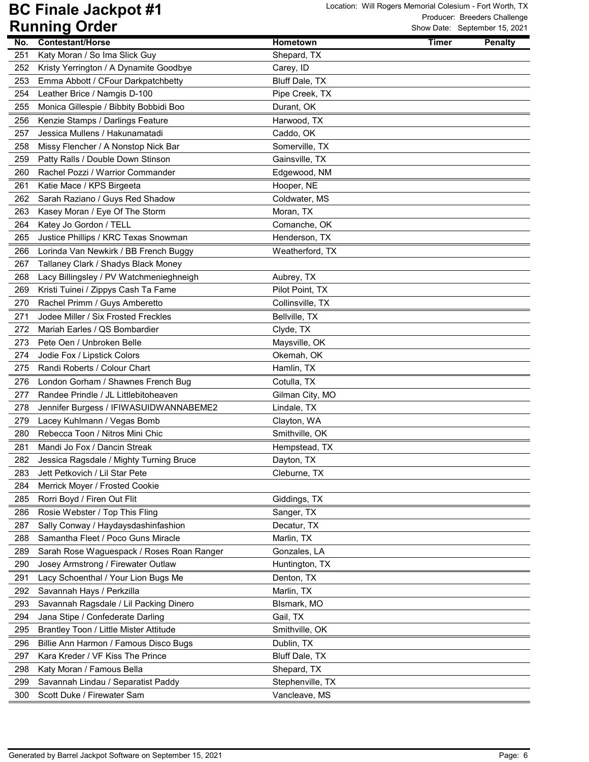# BC Finale Jackpot #1
# Running Order

Location: Will Rogers Memorial Colesium - Fort Worth, TX
Producer: Breeders Challenge
Show Date: September 15, 2021

| No. | Contestant/Horse | Hometown | Timer | Penalty |
|---|---|---|---|---|
| 251 | Katy Moran / So Ima Slick Guy | Shepard, TX | | |
| 252 | Kristy Yerrington / A Dynamite Goodbye | Carey, ID | | |
| 253 | Emma Abbott / CFour Darkpatchbetty | Bluff Dale, TX | | |
| 254 | Leather Brice / Namgis D-100 | Pipe Creek, TX | | |
| 255 | Monica Gillespie / Bibbity Bobbidi Boo | Durant, OK | | |
| 256 | Kenzie Stamps / Darlings Feature | Harwood, TX | | |
| 257 | Jessica Mullens / Hakunamatadi | Caddo, OK | | |
| 258 | Missy Flencher / A Nonstop Nick Bar | Somerville, TX | | |
| 259 | Patty Ralls / Double Down Stinson | Gainsville, TX | | |
| 260 | Rachel Pozzi / Warrior Commander | Edgewood, NM | | |
| 261 | Katie Mace / KPS Birgeeta | Hooper, NE | | |
| 262 | Sarah Raziano / Guys Red Shadow | Coldwater, MS | | |
| 263 | Kasey Moran / Eye Of The Storm | Moran, TX | | |
| 264 | Katey Jo Gordon / TELL | Comanche, OK | | |
| 265 | Justice Phillips / KRC Texas Snowman | Henderson, TX | | |
| 266 | Lorinda Van Newkirk / BB French Buggy | Weatherford, TX | | |
| 267 | Tallaney Clark / Shadys Black Money | | | |
| 268 | Lacy Billingsley / PV Watchmenieghneigh | Aubrey, TX | | |
| 269 | Kristi Tuinei / Zippys Cash Ta Fame | Pilot Point, TX | | |
| 270 | Rachel Primm / Guys Amberetto | Collinsville, TX | | |
| 271 | Jodee Miller / Six Frosted Freckles | Bellville, TX | | |
| 272 | Mariah Earles / QS Bombardier | Clyde, TX | | |
| 273 | Pete Oen / Unbroken Belle | Maysville, OK | | |
| 274 | Jodie Fox / Lipstick Colors | Okemah, OK | | |
| 275 | Randi Roberts / Colour Chart | Hamlin, TX | | |
| 276 | London Gorham / Shawnes French Bug | Cotulla, TX | | |
| 277 | Randee Prindle / JL Littlebitoheaven | Gilman City, MO | | |
| 278 | Jennifer Burgess / IFIWASUIDWANNABEME2 | Lindale, TX | | |
| 279 | Lacey Kuhlmann / Vegas Bomb | Clayton, WA | | |
| 280 | Rebecca Toon / Nitros Mini Chic | Smithville, OK | | |
| 281 | Mandi Jo Fox / Dancin Streak | Hempstead, TX | | |
| 282 | Jessica Ragsdale / Mighty Turning Bruce | Dayton, TX | | |
| 283 | Jett Petkovich / Lil Star Pete | Cleburne, TX | | |
| 284 | Merrick Moyer / Frosted Cookie | | | |
| 285 | Rorri Boyd / Firen Out Flit | Giddings, TX | | |
| 286 | Rosie Webster / Top This Fling | Sanger, TX | | |
| 287 | Sally Conway / Haydaysdashinfashion | Decatur, TX | | |
| 288 | Samantha Fleet / Poco Guns Miracle | Marlin, TX | | |
| 289 | Sarah Rose Waguespack / Roses Roan Ranger | Gonzales, LA | | |
| 290 | Josey Armstrong / Firewater Outlaw | Huntington, TX | | |
| 291 | Lacy Schoenthal / Your Lion Bugs Me | Denton, TX | | |
| 292 | Savannah Hays / Perkzilla | Marlin, TX | | |
| 293 | Savannah Ragsdale / Lil Packing Dinero | BIsmark, MO | | |
| 294 | Jana Stipe / Confederate Darling | Gail, TX | | |
| 295 | Brantley Toon / Little Mister Attitude | Smithville, OK | | |
| 296 | Billie Ann Harmon / Famous Disco Bugs | Dublin, TX | | |
| 297 | Kara Kreder / VF Kiss The Prince | Bluff Dale, TX | | |
| 298 | Katy Moran / Famous Bella | Shepard, TX | | |
| 299 | Savannah Lindau / Separatist Paddy | Stephenville, TX | | |
| 300 | Scott Duke / Firewater Sam | Vancleave, MS | | |

Generated by Barrel Jackpot Software on September 15, 2021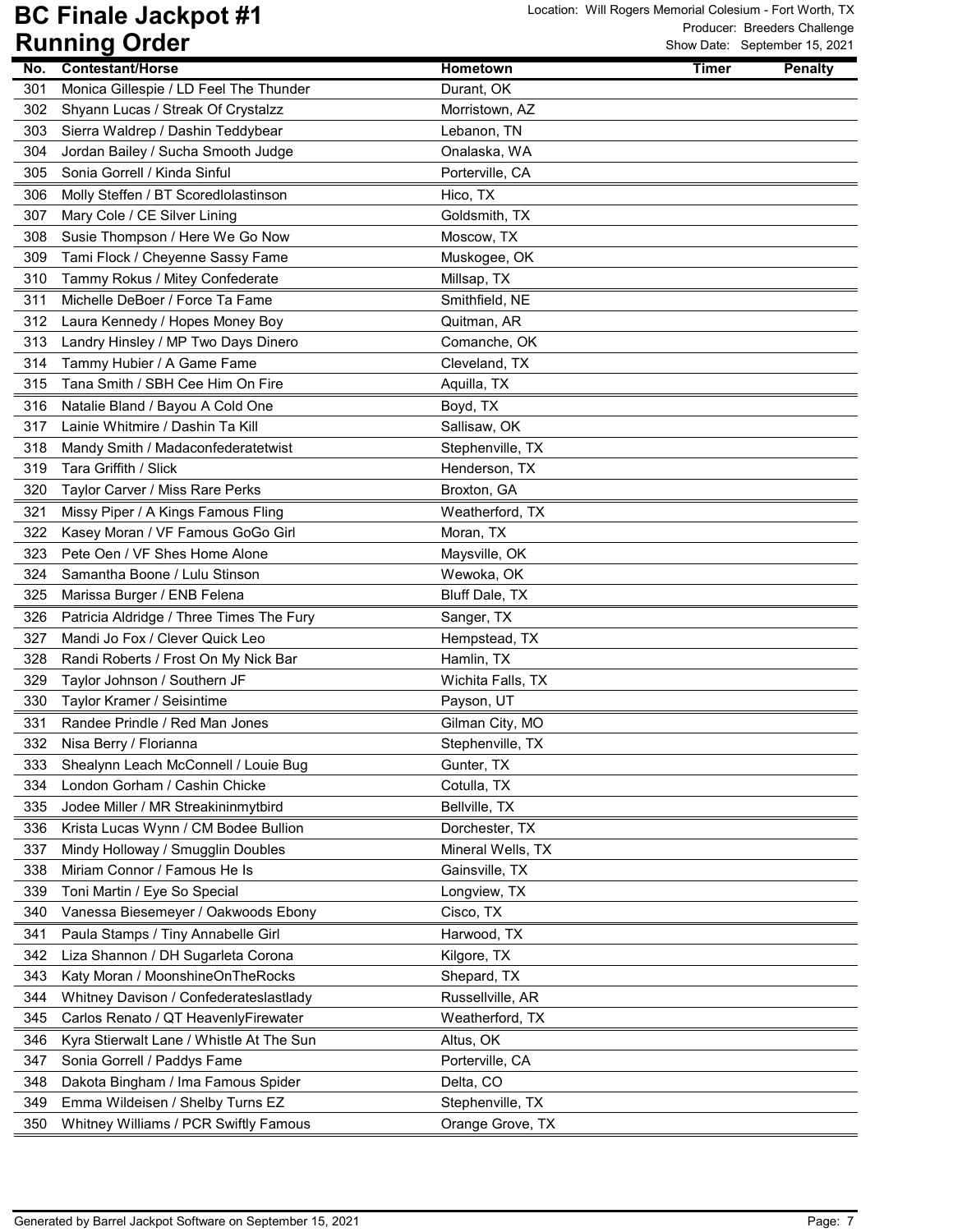# BC Finale Jackpot #1
## Running Order

Location: Will Rogers Memorial Colesium - Fort Worth, TX
Producer: Breeders Challenge
Show Date: September 15, 2021

| No. | Contestant/Horse | Hometown | Timer | Penalty |
|---|---|---|---|---|
| 301 | Monica Gillespie / LD Feel The Thunder | Durant, OK | | |
| 302 | Shyann Lucas / Streak Of Crystalzz | Morristown, AZ | | |
| 303 | Sierra Waldrep / Dashin Teddybear | Lebanon, TN | | |
| 304 | Jordan Bailey / Sucha Smooth Judge | Onalaska, WA | | |
| 305 | Sonia Gorrell / Kinda Sinful | Porterville, CA | | |
| 306 | Molly Steffen / BT Scoredlolastinson | Hico, TX | | |
| 307 | Mary Cole / CE Silver Lining | Goldsmith, TX | | |
| 308 | Susie Thompson / Here We Go Now | Moscow, TX | | |
| 309 | Tami Flock / Cheyenne Sassy Fame | Muskogee, OK | | |
| 310 | Tammy Rokus / Mitey Confederate | Millsap, TX | | |
| 311 | Michelle DeBoer / Force Ta Fame | Smithfield, NE | | |
| 312 | Laura Kennedy / Hopes Money Boy | Quitman, AR | | |
| 313 | Landry Hinsley / MP Two Days Dinero | Comanche, OK | | |
| 314 | Tammy Hubier / A Game Fame | Cleveland, TX | | |
| 315 | Tana Smith / SBH Cee Him On Fire | Aquilla, TX | | |
| 316 | Natalie Bland / Bayou A Cold One | Boyd, TX | | |
| 317 | Lainie Whitmire / Dashin Ta Kill | Sallisaw, OK | | |
| 318 | Mandy Smith / Madaconfederatetwist | Stephenville, TX | | |
| 319 | Tara Griffith / Slick | Henderson, TX | | |
| 320 | Taylor Carver / Miss Rare Perks | Broxton, GA | | |
| 321 | Missy Piper / A Kings Famous Fling | Weatherford, TX | | |
| 322 | Kasey Moran / VF Famous GoGo Girl | Moran, TX | | |
| 323 | Pete Oen / VF Shes Home Alone | Maysville, OK | | |
| 324 | Samantha Boone / Lulu Stinson | Wewoka, OK | | |
| 325 | Marissa Burger / ENB Felena | Bluff Dale, TX | | |
| 326 | Patricia Aldridge / Three Times The Fury | Sanger, TX | | |
| 327 | Mandi Jo Fox / Clever Quick Leo | Hempstead, TX | | |
| 328 | Randi Roberts / Frost On My Nick Bar | Hamlin, TX | | |
| 329 | Taylor Johnson / Southern JF | Wichita Falls, TX | | |
| 330 | Taylor Kramer / Seisintime | Payson, UT | | |
| 331 | Randee Prindle / Red Man Jones | Gilman City, MO | | |
| 332 | Nisa Berry / Florianna | Stephenville, TX | | |
| 333 | Shealynn Leach McConnell / Louie Bug | Gunter, TX | | |
| 334 | London Gorham / Cashin Chicke | Cotulla, TX | | |
| 335 | Jodee Miller / MR Streakininmytbird | Bellville, TX | | |
| 336 | Krista Lucas Wynn / CM Bodee Bullion | Dorchester, TX | | |
| 337 | Mindy Holloway / Smugglin Doubles | Mineral Wells, TX | | |
| 338 | Miriam Connor / Famous He Is | Gainsville, TX | | |
| 339 | Toni Martin / Eye So Special | Longview, TX | | |
| 340 | Vanessa Biesemeyer / Oakwoods Ebony | Cisco, TX | | |
| 341 | Paula Stamps / Tiny Annabelle Girl | Harwood, TX | | |
| 342 | Liza Shannon / DH Sugarleta Corona | Kilgore, TX | | |
| 343 | Katy Moran / MoonshineOnTheRocks | Shepard, TX | | |
| 344 | Whitney Davison / Confederateslastlady | Russellville, AR | | |
| 345 | Carlos Renato / QT HeavenlyFirewater | Weatherford, TX | | |
| 346 | Kyra Stierwalt Lane / Whistle At The Sun | Altus, OK | | |
| 347 | Sonia Gorrell / Paddys Fame | Porterville, CA | | |
| 348 | Dakota Bingham / Ima Famous Spider | Delta, CO | | |
| 349 | Emma Wildeisen / Shelby Turns EZ | Stephenville, TX | | |
| 350 | Whitney Williams / PCR Swiftly Famous | Orange Grove, TX | | |

Generated by Barrel Jackpot Software on September 15, 2021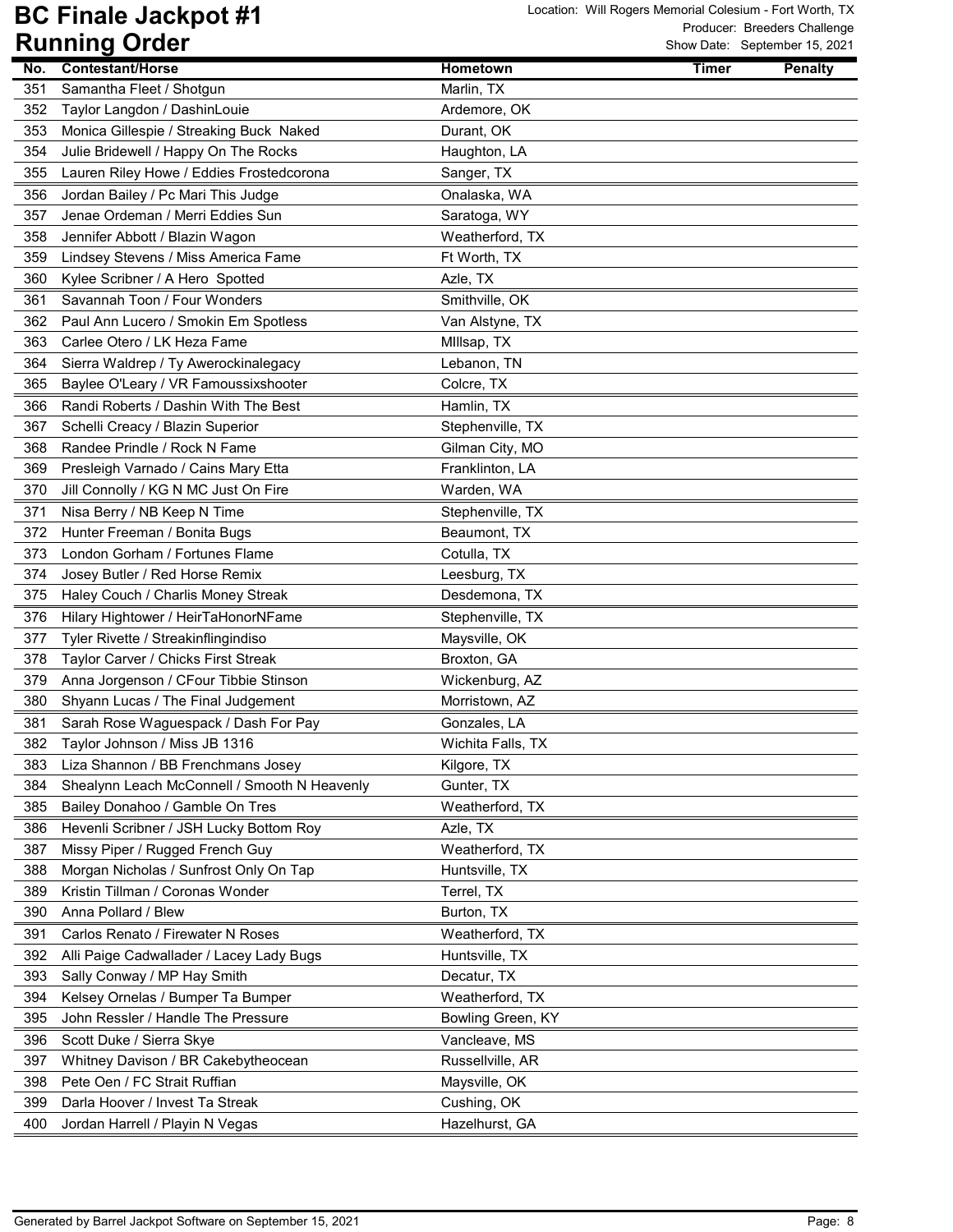# BC Finale Jackpot #1

## Running Order

Location: Will Rogers Memorial Colesium - Fort Worth, TX
Producer: Breeders Challenge
Show Date: September 15, 2021

| No. | Contestant/Horse | Hometown | Timer | Penalty |
|---|---|---|---|---|
| 351 | Samantha Fleet / Shotgun | Marlin, TX | | |
| 352 | Taylor Langdon / DashinLouie | Ardemore, OK | | |
| 353 | Monica Gillespie / Streaking Buck Naked | Durant, OK | | |
| 354 | Julie Bridewell / Happy On The Rocks | Haughton, LA | | |
| 355 | Lauren Riley Howe / Eddies Frostedcorona | Sanger, TX | | |
| 356 | Jordan Bailey / Pc Mari This Judge | Onalaska, WA | | |
| 357 | Jenae Ordeman / Merri Eddies Sun | Saratoga, WY | | |
| 358 | Jennifer Abbott / Blazin Wagon | Weatherford, TX | | |
| 359 | Lindsey Stevens / Miss America Fame | Ft Worth, TX | | |
| 360 | Kylee Scribner / A Hero Spotted | Azle, TX | | |
| 361 | Savannah Toon / Four Wonders | Smithville, OK | | |
| 362 | Paul Ann Lucero / Smokin Em Spotless | Van Alstyne, TX | | |
| 363 | Carlee Otero / LK Heza Fame | MIllsap, TX | | |
| 364 | Sierra Waldrep / Ty Awerockinalegacy | Lebanon, TN | | |
| 365 | Baylee O'Leary / VR Famoussixshooter | Colcre, TX | | |
| 366 | Randi Roberts / Dashin With The Best | Hamlin, TX | | |
| 367 | Schelli Creacy / Blazin Superior | Stephenville, TX | | |
| 368 | Randee Prindle / Rock N Fame | Gilman City, MO | | |
| 369 | Presleigh Varnado / Cains Mary Etta | Franklinton, LA | | |
| 370 | Jill Connolly / KG N MC Just On Fire | Warden, WA | | |
| 371 | Nisa Berry / NB Keep N Time | Stephenville, TX | | |
| 372 | Hunter Freeman / Bonita Bugs | Beaumont, TX | | |
| 373 | London Gorham / Fortunes Flame | Cotulla, TX | | |
| 374 | Josey Butler / Red Horse Remix | Leesburg, TX | | |
| 375 | Haley Couch / Charlis Money Streak | Desdemona, TX | | |
| 376 | Hilary Hightower / HeirTaHonorNFame | Stephenville, TX | | |
| 377 | Tyler Rivette / Streakinflingindiso | Maysville, OK | | |
| 378 | Taylor Carver / Chicks First Streak | Broxton, GA | | |
| 379 | Anna Jorgenson / CFour Tibbie Stinson | Wickenburg, AZ | | |
| 380 | Shyann Lucas / The Final Judgement | Morristown, AZ | | |
| 381 | Sarah Rose Waguespack / Dash For Pay | Gonzales, LA | | |
| 382 | Taylor Johnson / Miss JB 1316 | Wichita Falls, TX | | |
| 383 | Liza Shannon / BB Frenchmans Josey | Kilgore, TX | | |
| 384 | Shealynn Leach McConnell / Smooth N Heavenly | Gunter, TX | | |
| 385 | Bailey Donahoo / Gamble On Tres | Weatherford, TX | | |
| 386 | Hevenli Scribner / JSH Lucky Bottom Roy | Azle, TX | | |
| 387 | Missy Piper / Rugged French Guy | Weatherford, TX | | |
| 388 | Morgan Nicholas / Sunfrost Only On Tap | Huntsville, TX | | |
| 389 | Kristin Tillman / Coronas Wonder | Terrel, TX | | |
| 390 | Anna Pollard / Blew | Burton, TX | | |
| 391 | Carlos Renato / Firewater N Roses | Weatherford, TX | | |
| 392 | Alli Paige Cadwallader / Lacey Lady Bugs | Huntsville, TX | | |
| 393 | Sally Conway / MP Hay Smith | Decatur, TX | | |
| 394 | Kelsey Ornelas / Bumper Ta Bumper | Weatherford, TX | | |
| 395 | John Ressler / Handle The Pressure | Bowling Green, KY | | |
| 396 | Scott Duke / Sierra Skye | Vancleave, MS | | |
| 397 | Whitney Davison / BR Cakebytheocean | Russellville, AR | | |
| 398 | Pete Oen / FC Strait Ruffian | Maysville, OK | | |
| 399 | Darla Hoover / Invest Ta Streak | Cushing, OK | | |
| 400 | Jordan Harrell / Playin N Vegas | Hazelhurst, GA | | |

Generated by Barrel Jackpot Software on September 15, 2021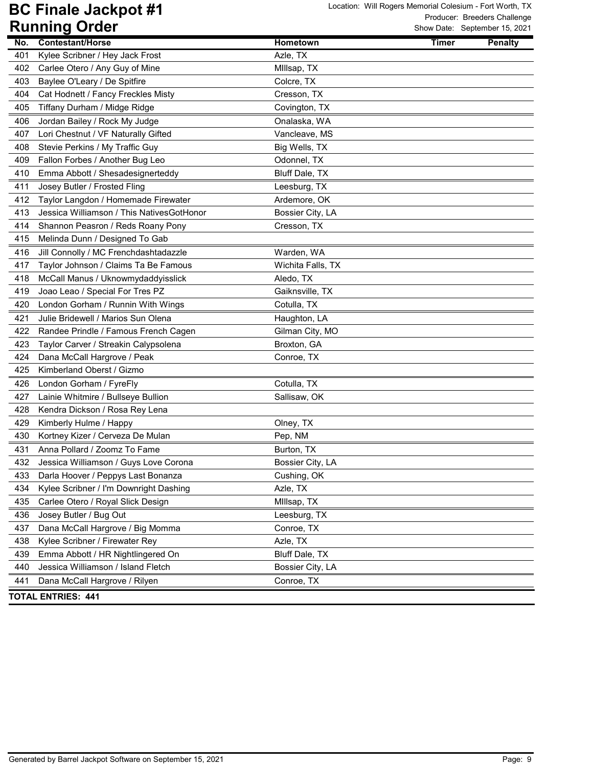# BC Finale Jackpot #1
# Running Order

Location: Will Rogers Memorial Colesium - Fort Worth, TX
Producer: Breeders Challenge
Show Date: September 15, 2021

| No. | Contestant/Horse | Hometown | Timer | Penalty |
|---|---|---|---|---|
| 401 | Kylee Scribner / Hey Jack Frost | Azle, TX | | |
| 402 | Carlee Otero / Any Guy of Mine | MIllsap, TX | | |
| 403 | Baylee O'Leary / De Spitfire | Colcre, TX | | |
| 404 | Cat Hodnett / Fancy Freckles Misty | Cresson, TX | | |
| 405 | Tiffany Durham / Midge Ridge | Covington, TX | | |
| 406 | Jordan Bailey / Rock My Judge | Onalaska, WA | | |
| 407 | Lori Chestnut / VF Naturally Gifted | Vancleave, MS | | |
| 408 | Stevie Perkins / My Traffic Guy | Big Wells, TX | | |
| 409 | Fallon Forbes / Another Bug Leo | Odonnel, TX | | |
| 410 | Emma Abbott / Shesadesignerteddy | Bluff Dale, TX | | |
| 411 | Josey Butler / Frosted Fling | Leesburg, TX | | |
| 412 | Taylor Langdon / Homemade Firewater | Ardemore, OK | | |
| 413 | Jessica Williamson / This NativesGotHonor | Bossier City, LA | | |
| 414 | Shannon Peasron / Reds Roany Pony | Cresson, TX | | |
| 415 | Melinda Dunn / Designed To Gab | | | |
| 416 | Jill Connolly / MC Frenchdashtadazzle | Warden, WA | | |
| 417 | Taylor Johnson / Claims Ta Be Famous | Wichita Falls, TX | | |
| 418 | McCall Manus / Uknowmydaddyisslick | Aledo, TX | | |
| 419 | Joao Leao / Special For Tres PZ | Gaiknsville, TX | | |
| 420 | London Gorham / Runnin With Wings | Cotulla, TX | | |
| 421 | Julie Bridewell / Marios Sun Olena | Haughton, LA | | |
| 422 | Randee Prindle / Famous French Cagen | Gilman City, MO | | |
| 423 | Taylor Carver / Streakin Calypsolena | Broxton, GA | | |
| 424 | Dana McCall Hargrove / Peak | Conroe, TX | | |
| 425 | Kimberland Oberst / Gizmo | | | |
| 426 | London Gorham / FyreFly | Cotulla, TX | | |
| 427 | Lainie Whitmire / Bullseye Bullion | Sallisaw, OK | | |
| 428 | Kendra Dickson / Rosa Rey Lena | | | |
| 429 | Kimberly Hulme / Happy | Olney, TX | | |
| 430 | Kortney Kizer / Cerveza De Mulan | Pep, NM | | |
| 431 | Anna Pollard / Zoomz To Fame | Burton, TX | | |
| 432 | Jessica Williamson / Guys Love Corona | Bossier City, LA | | |
| 433 | Darla Hoover / Peppys Last Bonanza | Cushing, OK | | |
| 434 | Kylee Scribner / I'm Downright Dashing | Azle, TX | | |
| 435 | Carlee Otero / Royal Slick Design | MIllsap, TX | | |
| 436 | Josey Butler / Bug Out | Leesburg, TX | | |
| 437 | Dana McCall Hargrove / Big Momma | Conroe, TX | | |
| 438 | Kylee Scribner / Firewater Rey | Azle, TX | | |
| 439 | Emma Abbott / HR Nightlingered On | Bluff Dale, TX | | |
| 440 | Jessica Williamson / Island Fletch | Bossier City, LA | | |
| 441 | Dana McCall Hargrove / Rilyen | Conroe, TX | | |

**TOTAL ENTRIES: 441**

Generated by Barrel Jackpot Software on September 15, 2021